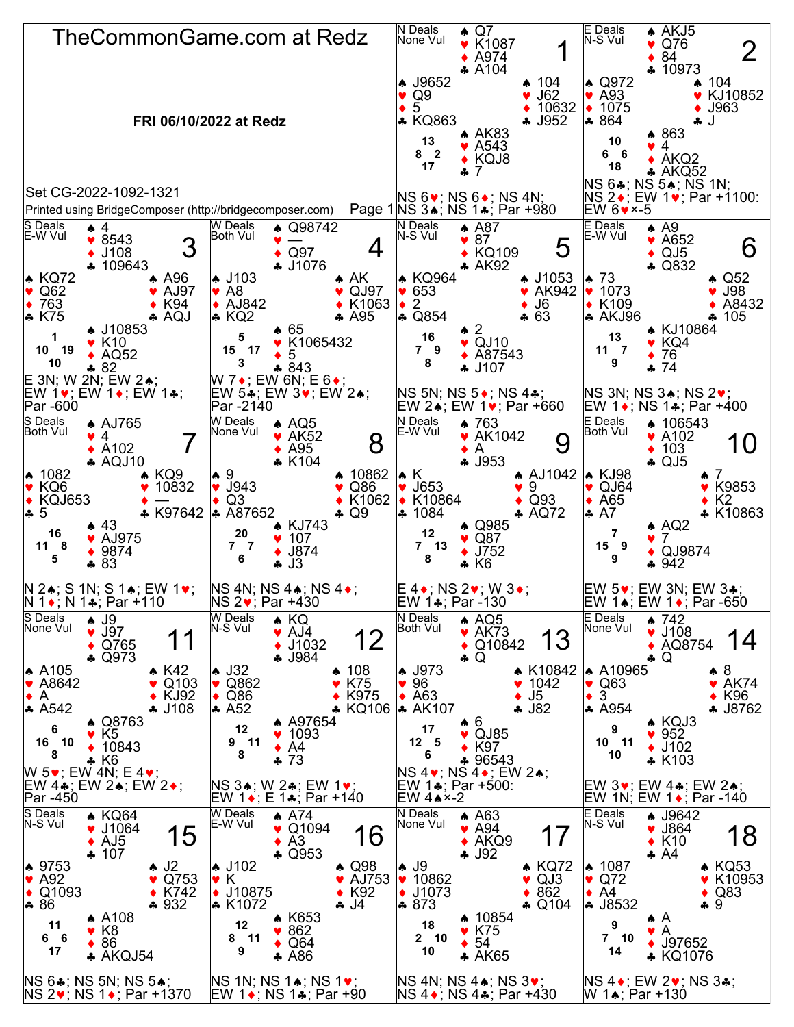# TheCommonGame.com at Redz

**FRI 06/10/2022 at Redz**

Set CG-2022-1092-1321

Printed using BridgeComposer (http://bridgecomposer.com)

---

## Board 1
N Deals, None Vul

- North: ♠ Q7 ♥ K1087 ♦ A974 ♣ A104
- West: ♠ J9652 ♥ Q9 ♦ 5 ♣ KQ863
- East: ♠ 104 ♥ J62 ♦ 10632 ♣ J952
- South: ♠ AK83 ♥ A543 ♦ KQJ8 ♣ 7

HCP: N 13, W 8, E 2, S 17

NS 6♥; NS 6♦; NS 4N; NS 3♠; NS 1♣; Par +980

## Board 2
E Deals, N-S Vul

- North: ♠ AKJ5 ♥ Q76 ♦ 84 ♣ 10973
- West: ♠ Q972 ♥ A93 ♦ 1075 ♣ 864
- East: ♠ 104 ♥ KJ10852 ♦ J963 ♣ J
- South: ♠ 863 ♥ 4 ♦ AKQ2 ♣ AKQ52

HCP: N 10, W 6, E 6, S 18

NS 6♣; NS 5♠; NS 1N; NS 2♦; EW 1♥; Par +1100: EW 6♥×-5

## Board 3
S Deals, E-W Vul

- North: ♠ 4 ♥ 8543 ♦ J108 ♣ 109643
- West: ♠ KQ72 ♥ Q62 ♦ 763 ♣ K75
- East: ♠ A96 ♥ AJ97 ♦ K94 ♣ AQJ
- South: ♠ J10853 ♥ K10 ♦ AQ52 ♣ 82

HCP: N 1, W 10, E 19, S 10

E 3N; W 2N; EW 2♠; EW 1♥; EW 1♦; EW 1♣; Par -600

## Board 4
W Deals, Both Vul

- North: ♠ Q98742 ♥ — ♦ Q97 ♣ J1076
- West: ♠ J103 ♥ A8 ♦ AJ842 ♣ KQ2
- East: ♠ AK ♥ QJ97 ♦ K1063 ♣ A95
- South: ♠ 65 ♥ K1065432 ♦ 5 ♣ 843

HCP: N 5, W 15, E 17, S 3

W 7♦; EW 6N; E 6♦; EW 5♣; EW 3♥; EW 2♠; Par -2140

## Board 5
N Deals, N-S Vul

- North: ♠ A87 ♥ 87 ♦ KQ109 ♣ AK92
- West: ♠ KQ964 ♥ 653 ♦ 2 ♣ Q854
- East: ♠ J1053 ♥ AK942 ♦ J6 ♣ 63
- South: ♠ 2 ♥ QJ10 ♦ A87543 ♣ J107

HCP: N 16, W 7, E 9, S 8

NS 5N; NS 5♦; NS 4♣; EW 2♠; EW 1♥; Par +660

## Board 6
E Deals, E-W Vul

- North: ♠ A9 ♥ A652 ♦ QJ5 ♣ Q832
- West: ♠ 73 ♥ 1073 ♦ K109 ♣ AKJ96
- East: ♠ Q52 ♥ J98 ♦ A8432 ♣ 105
- South: ♠ KJ10864 ♥ KQ4 ♦ 76 ♣ 74

HCP: N 13, W 11, E 7, S 9

NS 3N; NS 3♠; NS 2♥; EW 1♦; NS 1♣; Par +400

## Board 7
S Deals, Both Vul

- North: ♠ AJ765 ♥ 4 ♦ A102 ♣ AQJ10
- West: ♠ 1082 ♥ KQ6 ♦ KQJ653 ♣ 5
- East: ♠ KQ9 ♥ 10832 ♦ — ♣ K97642
- South: ♠ 43 ♥ AJ975 ♦ 9874 ♣ 83

HCP: N 16, W 11, E 8, S 5

N 2♠; S 1N; S 1♠; EW 1♥; N 1♦; N 1♣; Par +110

## Board 8
W Deals, None Vul

- North: ♠ AQ5 ♥ AK52 ♦ A95 ♣ K104
- West: ♠ 9 ♥ J943 ♦ Q3 ♣ A87652
- East: ♠ 10862 ♥ Q86 ♦ K1062 ♣ Q9
- South: ♠ KJ743 ♥ 107 ♦ J874 ♣ J3

HCP: N 20, W 7, E 7, S 6

NS 4N; NS 4♠; NS 4♦; NS 2♥; Par +430

## Board 9
N Deals, E-W Vul

- North: ♠ 763 ♥ AK1042 ♦ A ♣ J953
- West: ♠ K ♥ J653 ♦ K10864 ♣ 1084
- East: ♠ AJ1042 ♥ 9 ♦ Q93 ♣ AQ72
- South: ♠ Q985 ♥ Q87 ♦ J752 ♣ K6

HCP: N 12, W 7, E 13, S 8

E 4♦; NS 2♥; W 3♦; EW 1♣; Par -130

## Board 10
E Deals, Both Vul

- North: ♠ 106543 ♥ A102 ♦ 103 ♣ QJ5
- West: ♠ KJ98 ♥ QJ64 ♦ A65 ♣ A7
- East: ♠ 7 ♥ K9853 ♦ K2 ♣ K10863
- South: ♠ AQ2 ♥ 7 ♦ QJ9874 ♣ 942

HCP: N 7, W 15, E 9, S 9

EW 5♥; EW 3N; EW 3♣; EW 1♠; EW 1♦; Par -650

## Board 11
S Deals, None Vul

- North: ♠ J9 ♥ J97 ♦ Q765 ♣ Q973
- West: ♠ A105 ♥ A8642 ♦ A ♣ A542
- East: ♠ K42 ♥ Q103 ♦ KJ92 ♣ J108
- South: ♠ Q8763 ♥ K5 ♦ 10843 ♣ K6

HCP: N 6, W 16, E 10, S 8

W 5♥; EW 4N; E 4♥; EW 4♣; EW 2♠; EW 2♦; Par -450

## Board 12
W Deals, N-S Vul

- North: ♠ KQ ♥ AJ4 ♦ J1032 ♣ J984
- West: ♠ J32 ♥ Q862 ♦ Q86 ♣ A52
- East: ♠ 108 ♥ K75 ♦ K975 ♣ KQ106
- South: ♠ A97654 ♥ 1093 ♦ A4 ♣ 73

HCP: N 12, W 9, E 11, S 8

NS 3♠; W 2♣; EW 1♥; EW 1♦; E 1♣; Par +140

## Board 13
N Deals, Both Vul

- North: ♠ AQ5 ♥ AK73 ♦ Q10842 ♣ Q
- West: ♠ J973 ♥ 96 ♦ A63 ♣ AK107
- East: ♠ K10842 ♥ 1042 ♦ J5 ♣ J82
- South: ♠ 6 ♥ QJ85 ♦ K97 ♣ 96543

HCP: N 17, W 12, E 5, S 6

NS 4♥; NS 4♦; EW 2♠; EW 1♣; Par +500: EW 4♠×-2

## Board 14
E Deals, None Vul

- North: ♠ 742 ♥ J108 ♦ AQ8754 ♣ Q
- West: ♠ A10965 ♥ Q63 ♦ 3 ♣ A954
- East: ♠ 8 ♥ AK74 ♦ K96 ♣ J8762
- South: ♠ KQJ3 ♥ 952 ♦ J102 ♣ K103

HCP: N 9, W 10, E 11, S 10

EW 3♥; EW 4♣; EW 2♠; EW 1N; EW 1♦; Par -140

## Board 15
S Deals, N-S Vul

- North: ♠ KQ64 ♥ J1064 ♦ AJ5 ♣ 107
- West: ♠ 9753 ♥ A92 ♦ Q1093 ♣ 86
- East: ♠ J2 ♥ Q753 ♦ K742 ♣ 932
- South: ♠ A108 ♥ K8 ♦ 86 ♣ AKQJ54

HCP: N 11, W 6, E 6, S 17

NS 6♣; NS 5N; NS 5♠; NS 2♥; NS 1♦; Par +1370

## Board 16
W Deals, E-W Vul

- North: ♠ A74 ♥ Q1094 ♦ A3 ♣ Q953
- West: ♠ J102 ♥ K ♦ J10875 ♣ K1072
- East: ♠ Q98 ♥ AJ753 ♦ K92 ♣ J4
- South: ♠ K653 ♥ 862 ♦ Q64 ♣ A86

HCP: N 12, W 8, E 11, S 9

NS 1N; NS 1♠; NS 1♥; EW 1♦; NS 1♣; Par +90

## Board 17
N Deals, None Vul

- North: ♠ A63 ♥ A94 ♦ AKQ9 ♣ J92
- West: ♠ J9 ♥ 10862 ♦ J1073 ♣ 873
- East: ♠ KQ72 ♥ QJ3 ♦ 862 ♣ Q104
- South: ♠ 10854 ♥ K75 ♦ 54 ♣ AK65

HCP: N 18, W 2, E 10, S 10

NS 4N; NS 4♠; NS 3♥; NS 4♦; NS 4♣; Par +430

## Board 18
E Deals, N-S Vul

- North: ♠ J9642 ♥ J864 ♦ K10 ♣ A4
- West: ♠ 1087 ♥ Q72 ♦ A4 ♣ J8532
- East: ♠ KQ53 ♥ K10953 ♦ Q83 ♣ 9
- South: ♠ A ♥ A ♦ J97652 ♣ KQ1076

HCP: N 9, W 7, E 10, S 14

NS 4♦; EW 2♥; NS 3♣; W 1♠; Par +130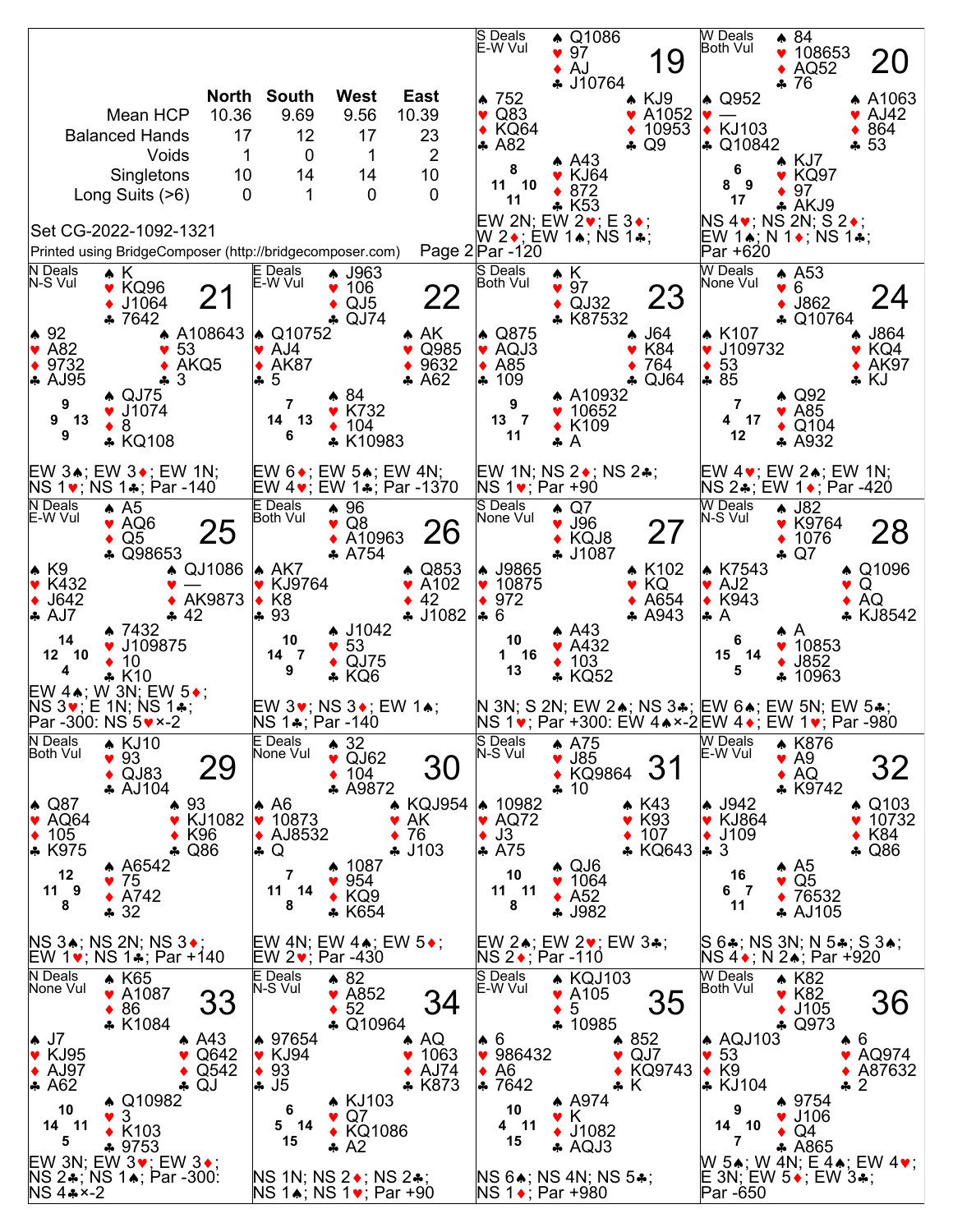| | North | South | West | East |
|---|---|---|---|---|
| Mean HCP | 10.36 | 9.69 | 9.56 | 10.39 |
| Balanced Hands | 17 | 12 | 17 | 23 |
| Voids | 1 | 0 | 1 | 2 |
| Singletons | 10 | 14 | 14 | 10 |
| Long Suits (>6) | 0 | 1 | 0 | 0 |

Set CG-2022-1092-1321

Printed using BridgeComposer (http://bridgecomposer.com)

## Board 19
S Deals, E-W Vul

North: ♠ Q1086 ♥ 97 ♦ AJ ♣ J10764
West: ♠ 752 ♥ Q83 ♦ KQ64 ♣ A82
East: ♠ KJ9 ♥ A1052 ♦ 10953 ♣ Q9
South: ♠ A43 ♥ KJ64 ♦ 872 ♣ K53

HCP: N 8, W 11, E 10, S 11

EW 2N; EW 2♥; E 3♦; W 2♦; EW 1♠; NS 1♣; Par -120

## Board 20
W Deals, Both Vul

North: ♠ 84 ♥ 108653 ♦ AQ52 ♣ 76
West: ♠ Q952 ♥ — ♦ KJ103 ♣ Q10842
East: ♠ A1063 ♥ AJ42 ♦ 864 ♣ 53
South: ♠ KJ7 ♥ KQ97 ♦ 97 ♣ AKJ9

HCP: N 6, W 8, E 9, S 17

NS 4♥; NS 2N; S 2♦; EW 1♠; N 1♦; NS 1♣; Par +620

## Board 21
N Deals, N-S Vul

North: ♠ K ♥ KQ96 ♦ J1064 ♣ 7642
West: ♠ 92 ♥ A82 ♦ 9732 ♣ AJ95
East: ♠ A108643 ♥ 53 ♦ AKQ5 ♣ 3
South: ♠ QJ75 ♥ J1074 ♦ 8 ♣ KQ108

HCP: N 9, W 9, E 13, S 9

EW 3♠; EW 3♦; EW 1N; NS 1♥; NS 1♣; Par -140

## Board 22
E Deals, E-W Vul

North: ♠ J963 ♥ 106 ♦ QJ5 ♣ QJ74
West: ♠ Q10752 ♥ AJ4 ♦ AK87 ♣ 5
East: ♠ AK ♥ Q985 ♦ 9632 ♣ A62
South: ♠ 84 ♥ K732 ♦ 104 ♣ K10983

HCP: N 7, W 14, E 13, S 6

EW 6♦; EW 5♠; EW 4N; EW 4♥; EW 1♣; Par -1370

## Board 23
S Deals, Both Vul

North: ♠ K ♥ 97 ♦ QJ32 ♣ K87532
West: ♠ Q875 ♥ AQJ3 ♦ A85 ♣ 109
East: ♠ J64 ♥ K84 ♦ 764 ♣ QJ64
South: ♠ A10932 ♥ 10652 ♦ K109 ♣ A

HCP: N 9, W 13, E 7, S 11

EW 1N; NS 2♦; NS 2♣; NS 1♥; Par +90

## Board 24
W Deals, None Vul

North: ♠ A53 ♥ 6 ♦ J862 ♣ Q10764
West: ♠ K107 ♥ J109732 ♦ 53 ♣ 85
East: ♠ J864 ♥ KQ4 ♦ AK97 ♣ KJ
South: ♠ Q92 ♥ A85 ♦ Q104 ♣ A932

HCP: N 7, W 4, E 17, S 12

EW 4♥; EW 2♠; EW 1N; NS 2♣; EW 1♦; Par -420

## Board 25
N Deals, E-W Vul

North: ♠ A5 ♥ AQ6 ♦ Q5 ♣ Q98653
West: ♠ K9 ♥ K432 ♦ J642 ♣ AJ7
East: ♠ QJ1086 ♥ — ♦ AK9873 ♣ 42
South: ♠ 7432 ♥ J109875 ♦ 10 ♣ K10

HCP: N 14, W 12, E 10, S 4

EW 4♠; W 3N; EW 5♦; NS 3♥; E 1N; NS 1♣; Par -300: NS 5♥×-2

## Board 26
E Deals, Both Vul

North: ♠ 96 ♥ Q8 ♦ A10963 ♣ A754
West: ♠ AK7 ♥ KJ9764 ♦ K8 ♣ 93
East: ♠ Q853 ♥ A102 ♦ 42 ♣ J1082
South: ♠ J1042 ♥ 53 ♦ QJ75 ♣ KQ6

HCP: N 10, W 14, E 7, S 9

EW 3♥; NS 3♦; EW 1♠; NS 1♣; Par -140

## Board 27
S Deals, None Vul

North: ♠ Q7 ♥ J96 ♦ KQJ8 ♣ J1087
West: ♠ J9865 ♥ 10875 ♦ 972 ♣ 6
East: ♠ K102 ♥ KQ ♦ A654 ♣ A943
South: ♠ A43 ♥ A432 ♦ 103 ♣ KQ52

HCP: N 10, W 1, E 16, S 13

N 3N; S 2N; EW 2♠; NS 3♣; NS 1♥; Par +300: EW 4♠×-2

## Board 28
W Deals, N-S Vul

North: ♠ J82 ♥ K9764 ♦ 1076 ♣ Q7
West: ♠ K7543 ♥ AJ2 ♦ K943 ♣ A
East: ♠ Q1096 ♥ Q ♦ AQ ♣ KJ8542
South: ♠ A ♥ 10853 ♦ J852 ♣ 10963

HCP: N 6, W 15, E 14, S 5

EW 6♠; EW 5N; EW 5♣; EW 4♦; EW 1♥; Par -980

## Board 29
N Deals, Both Vul

North: ♠ KJ10 ♥ 93 ♦ QJ83 ♣ AJ104
West: ♠ Q87 ♥ AQ64 ♦ 105 ♣ K975
East: ♠ 93 ♥ KJ1082 ♦ K96 ♣ Q86
South: ♠ A6542 ♥ 75 ♦ A742 ♣ 32

HCP: N 12, W 11, E 9, S 8

NS 3♠; NS 2N; NS 3♦; EW 1♥; NS 1♣; Par +140

## Board 30
E Deals, None Vul

North: ♠ 32 ♥ QJ62 ♦ 104 ♣ A9872
West: ♠ A6 ♥ 10873 ♦ AJ8532 ♣ Q
East: ♠ KQJ954 ♥ AK ♦ 76 ♣ J103
South: ♠ 1087 ♥ 954 ♦ KQ9 ♣ K654

HCP: N 7, W 11, E 14, S 8

EW 4N; EW 4♠; EW 5♦; EW 2♥; Par -430

## Board 31
S Deals, N-S Vul

North: ♠ A75 ♥ J85 ♦ KQ9864 ♣ 10
West: ♠ 10982 ♥ AQ72 ♦ J3 ♣ A75
East: ♠ K43 ♥ K93 ♦ 107 ♣ KQ643
South: ♠ QJ6 ♥ 1064 ♦ A52 ♣ J982

HCP: N 10, W 11, E 11, S 8

EW 2♠; EW 2♥; EW 3♣; NS 2♦; Par -110

## Board 32
W Deals, E-W Vul

North: ♠ K876 ♥ A9 ♦ AQ ♣ K9742
West: ♠ J942 ♥ KJ864 ♦ J109 ♣ 3
East: ♠ Q103 ♥ 10732 ♦ K84 ♣ Q86
South: ♠ A5 ♥ Q5 ♦ 76532 ♣ AJ105

HCP: N 16, W 6, E 7, S 11

S 6♣; NS 3N; N 5♣; S 3♠; NS 4♦; N 2♠; Par +920

## Board 33
N Deals, None Vul

North: ♠ K65 ♥ A1087 ♦ 86 ♣ K1084
West: ♠ J7 ♥ KJ95 ♦ AJ97 ♣ A62
East: ♠ A43 ♥ Q642 ♦ Q542 ♣ QJ
South: ♠ Q10982 ♥ 3 ♦ K103 ♣ 9753

HCP: N 10, W 14, E 11, S 5

EW 3N; EW 3♥; EW 3♦; NS 2♣; NS 1♠; Par -300: NS 4♣×-2

## Board 34
E Deals, N-S Vul

North: ♠ 82 ♥ A852 ♦ 52 ♣ Q10964
West: ♠ 97654 ♥ KJ94 ♦ 93 ♣ J5
East: ♠ AQ ♥ 1063 ♦ AJ74 ♣ K873
South: ♠ KJ103 ♥ Q7 ♦ KQ1086 ♣ A2

HCP: N 6, W 5, E 14, S 15

NS 1N; NS 2♦; NS 2♣; NS 1♠; NS 1♥; Par +90

## Board 35
S Deals, E-W Vul

North: ♠ KQJ103 ♥ A105 ♦ 5 ♣ 10985
West: ♠ 6 ♥ 986432 ♦ A6 ♣ 7642
East: ♠ 852 ♥ QJ7 ♦ KQ9743 ♣ K
South: ♠ A974 ♥ K ♦ J1082 ♣ AQJ3

HCP: N 10, W 4, E 11, S 15

NS 6♠; NS 4N; NS 5♣; NS 1♦; Par +980

## Board 36
W Deals, Both Vul

North: ♠ K82 ♥ K82 ♦ J105 ♣ Q973
West: ♠ AQJ103 ♥ 53 ♦ K9 ♣ KJ104
East: ♠ 6 ♥ AQ974 ♦ A87632 ♣ 2
South: ♠ 9754 ♥ J106 ♦ Q4 ♣ A865

HCP: N 9, W 14, E 10, S 7

W 5♠; W 4N; E 4♠; EW 4♥; E 3N; EW 5♦; EW 3♣; Par -650